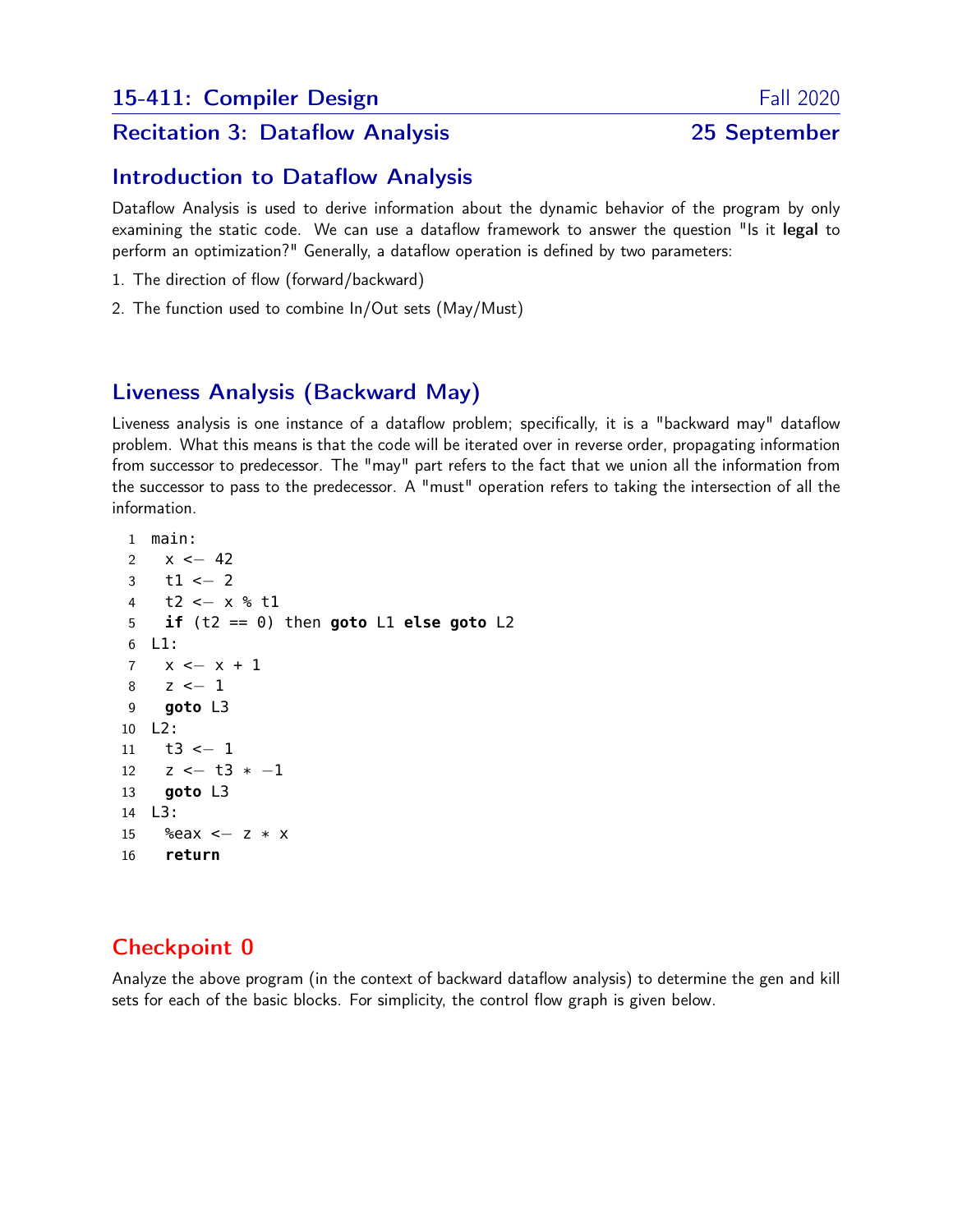# 15-411: Compiler Design — Fall 2020

## Recitation 3: Dataflow Analysis — 25 September

## Introduction to Dataflow Analysis

Dataflow Analysis is used to derive information about the dynamic behavior of the program by only examining the static code. We can use a dataflow framework to answer the question "Is it **legal** to perform an optimization?" Generally, a dataflow operation is defined by two parameters:

1. The direction of flow (forward/backward)
2. The function used to combine In/Out sets (May/Must)

## Liveness Analysis (Backward May)

Liveness analysis is one instance of a dataflow problem; specifically, it is a "backward may" dataflow problem. What this means is that the code will be iterated over in reverse order, propagating information from successor to predecessor. The "may" part refers to the fact that we union all the information from the successor to pass to the predecessor. A "must" operation refers to taking the intersection of all the information.

```
1  main:
2    x <- 42
3    t1 <- 2
4    t2 <- x % t1
5    if (t2 == 0) then goto L1 else goto L2
6  L1:
7    x <- x + 1
8    z <- 1
9    goto L3
10 L2:
11   t3 <- 1
12   z <- t3 * -1
13   goto L3
14 L3:
15   %eax <- z * x
16   return
```

## Checkpoint 0

Analyze the above program (in the context of backward dataflow analysis) to determine the gen and kill sets for each of the basic blocks. For simplicity, the control flow graph is given below.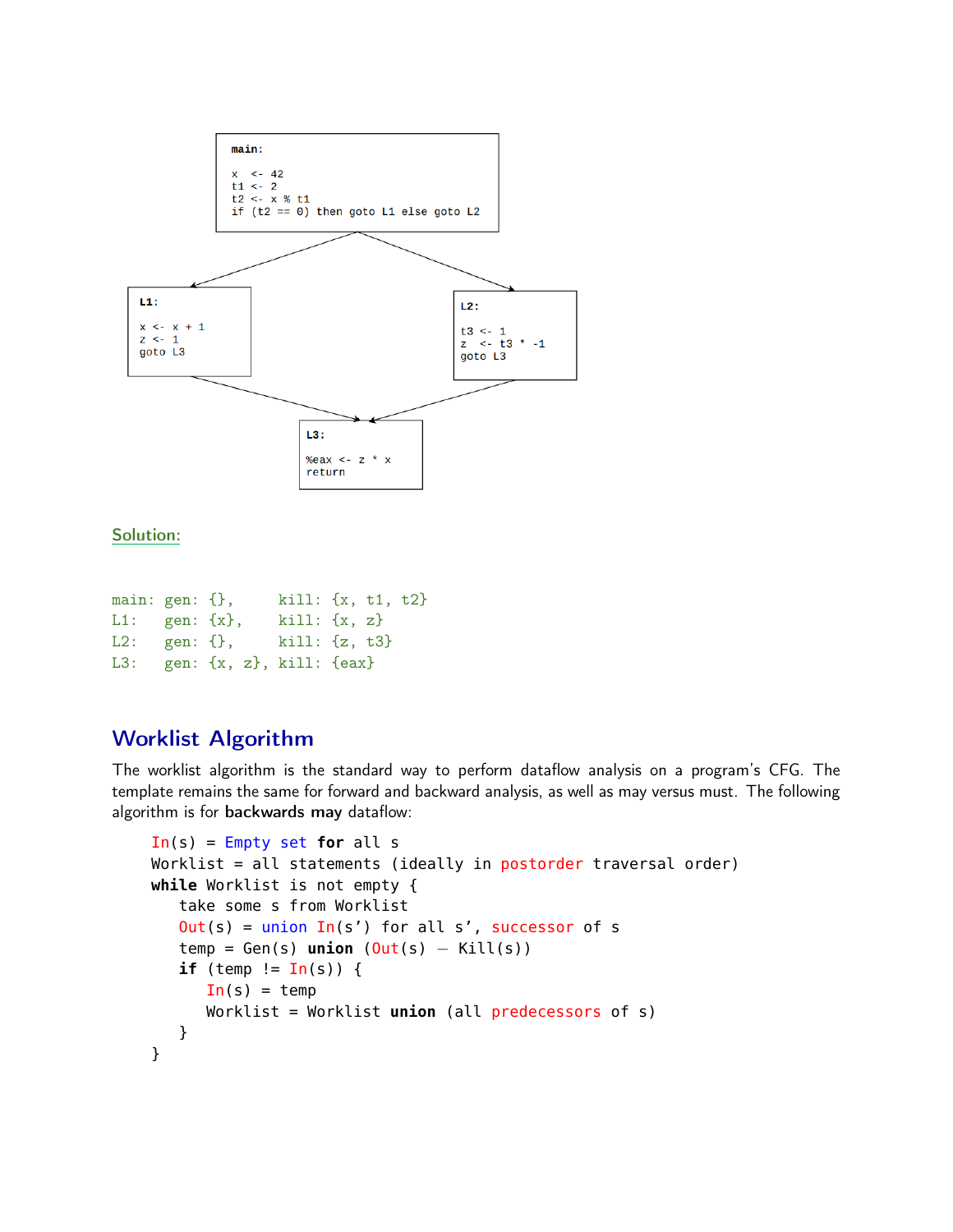```
main:

x  <- 42
t1 <- 2
t2 <- x % t1
if (t2 == 0) then goto L1 else goto L2
```

```
L1:

x <- x + 1
z <- 1
goto L3
```

```
L2:

t3 <- 1
z  <- t3 * -1
goto L3
```

```
L3:

%eax <- z * x
return
```

Solution:

```
main: gen: {},     kill: {x, t1, t2}
L1:   gen: {x},    kill: {x, z}
L2:   gen: {},     kill: {z, t3}
L3:   gen: {x, z}, kill: {eax}
```

## Worklist Algorithm

The worklist algorithm is the standard way to perform dataflow analysis on a program's CFG. The template remains the same for forward and backward analysis, as well as may versus must. The following algorithm is for **backwards may** dataflow:

```
In(s) = Empty set for all s
Worklist = all statements (ideally in postorder traversal order)
while Worklist is not empty {
   take some s from Worklist
   Out(s) = union In(s') for all s', successor of s
   temp = Gen(s) union (Out(s) – Kill(s))
   if (temp != In(s)) {
      In(s) = temp
      Worklist = Worklist union (all predecessors of s)
   }
}
```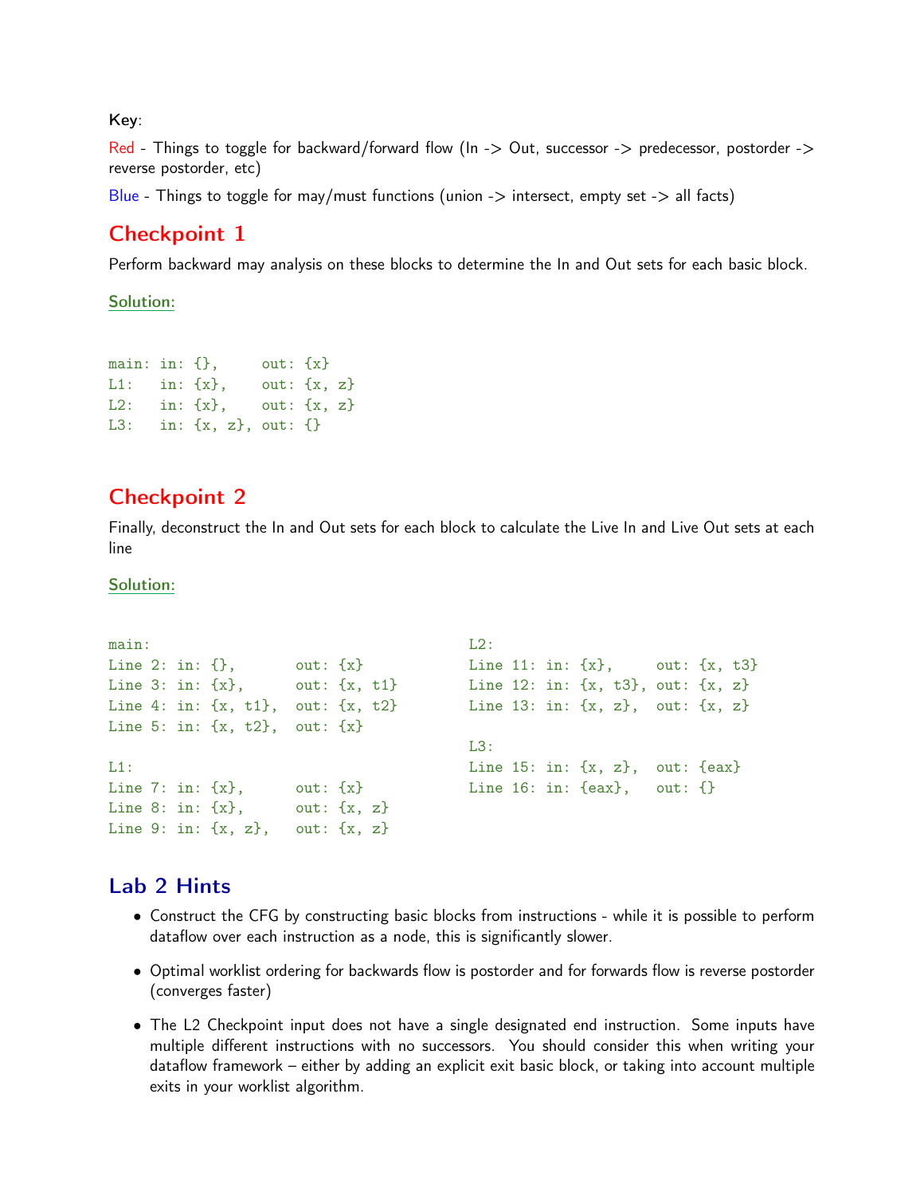**Key**:

Red - Things to toggle for backward/forward flow (In -> Out, successor -> predecessor, postorder -> reverse postorder, etc)

Blue - Things to toggle for may/must functions (union -> intersect, empty set -> all facts)

## Checkpoint 1

Perform backward may analysis on these blocks to determine the In and Out sets for each basic block.

**Solution:**

```
main: in: {},     out: {x}
L1:   in: {x},    out: {x, z}
L2:   in: {x},    out: {x, z}
L3:   in: {x, z}, out: {}
```

## Checkpoint 2

Finally, deconstruct the In and Out sets for each block to calculate the Live In and Live Out sets at each line

**Solution:**

```
main:
Line 2: in: {},       out: {x}
Line 3: in: {x},      out: {x, t1}
Line 4: in: {x, t1},  out: {x, t2}
Line 5: in: {x, t2},  out: {x}

L1:
Line 7: in: {x},      out: {x}
Line 8: in: {x},      out: {x, z}
Line 9: in: {x, z},   out: {x, z}
```

```
L2:
Line 11: in: {x},     out: {x, t3}
Line 12: in: {x, t3}, out: {x, z}
Line 13: in: {x, z},  out: {x, z}

L3:
Line 15: in: {x, z},  out: {eax}
Line 16: in: {eax},   out: {}
```

## Lab 2 Hints

- Construct the CFG by constructing basic blocks from instructions - while it is possible to perform dataflow over each instruction as a node, this is significantly slower.
- Optimal worklist ordering for backwards flow is postorder and for forwards flow is reverse postorder (converges faster)
- The L2 Checkpoint input does not have a single designated end instruction. Some inputs have multiple different instructions with no successors. You should consider this when writing your dataflow framework – either by adding an explicit exit basic block, or taking into account multiple exits in your worklist algorithm.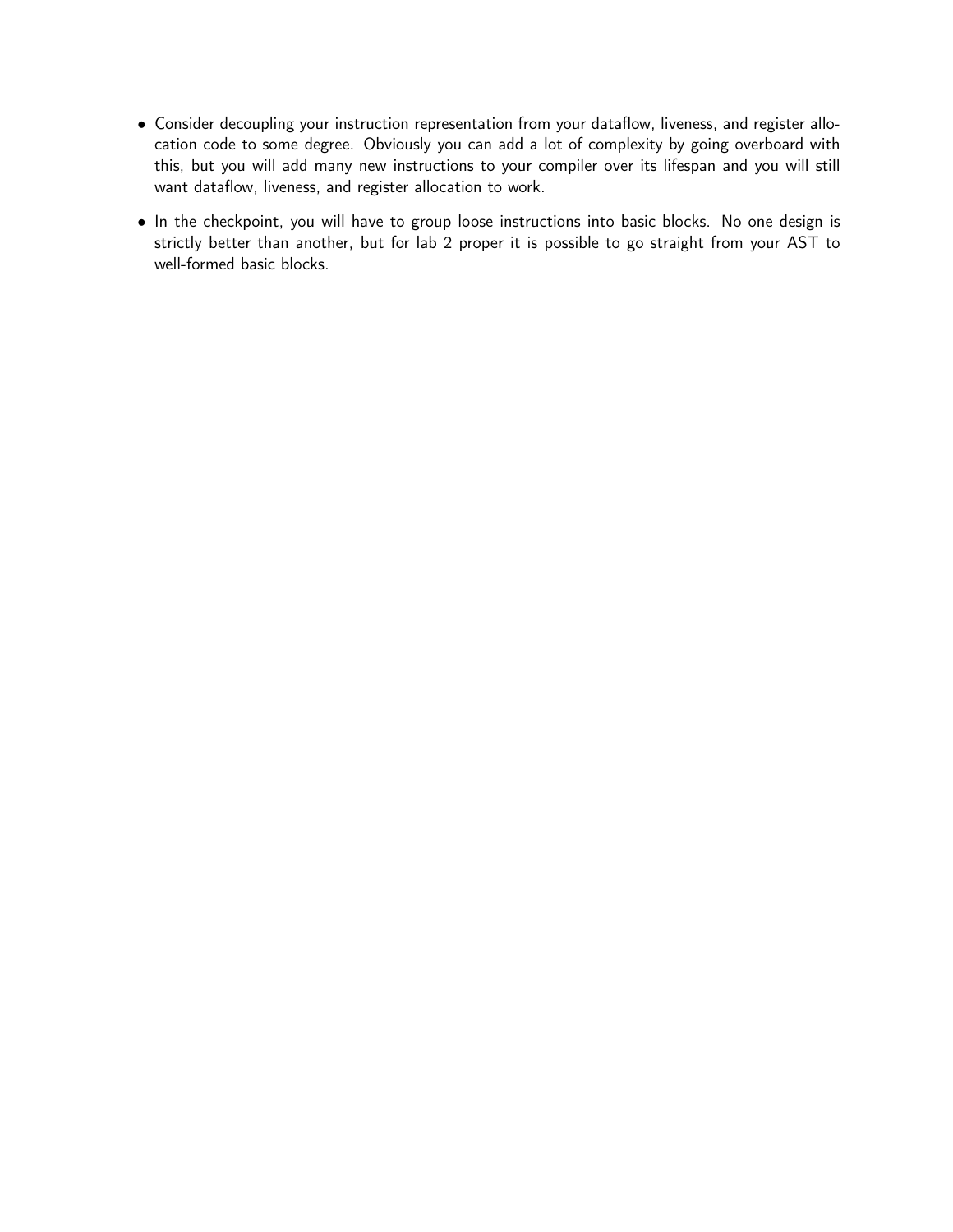- Consider decoupling your instruction representation from your dataflow, liveness, and register allocation code to some degree. Obviously you can add a lot of complexity by going overboard with this, but you will add many new instructions to your compiler over its lifespan and you will still want dataflow, liveness, and register allocation to work.
- In the checkpoint, you will have to group loose instructions into basic blocks. No one design is strictly better than another, but for lab 2 proper it is possible to go straight from your AST to well-formed basic blocks.